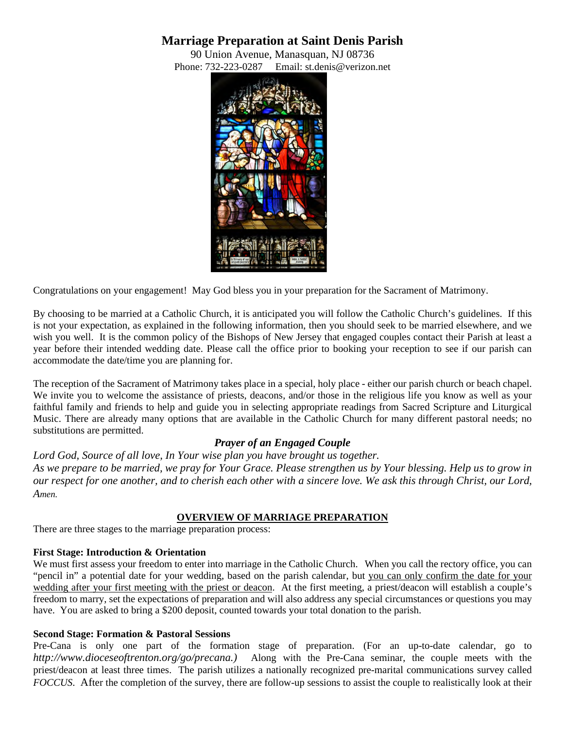# Marriage Preparation at Saint Denis Parish

90 Union Avenue, Manasquan, NJ 08736
Phone: 732-223-0287 Email: st.denis@verizon.net

Congratulations on your engagement! May God bless you in your preparation for the Sacrament of Matrimony.

By choosing to be married at a Catholic Church, it is anticipated you will follow the Catholic Church's guidelines. If this is not your expectation, as explained in the following information, then you should seek to be married elsewhere, and we wish you well. It is the common policy of the Bishops of New Jersey that engaged couples contact their Parish at least a year before their intended wedding date. Please call the office prior to booking your reception to see if our parish can accommodate the date/time you are planning for.

The reception of the Sacrament of Matrimony takes place in a special, holy place - either our parish church or beach chapel. We invite you to welcome the assistance of priests, deacons, and/or those in the religious life you know as well as your faithful family and friends to help and guide you in selecting appropriate readings from Sacred Scripture and Liturgical Music. There are already many options that are available in the Catholic Church for many different pastoral needs; no substitutions are permitted.

### *Prayer of an Engaged Couple*

*Lord God, Source of all love, In Your wise plan you have brought us together.*
*As we prepare to be married, we pray for Your Grace. Please strengthen us by Your blessing. Help us to grow in our respect for one another, and to cherish each other with a sincere love. We ask this through Christ, our Lord, Amen.*

## OVERVIEW OF MARRIAGE PREPARATION

There are three stages to the marriage preparation process:

**First Stage: Introduction & Orientation**

We must first assess your freedom to enter into marriage in the Catholic Church. When you call the rectory office, you can "pencil in" a potential date for your wedding, based on the parish calendar, but <u>you can only confirm the date for your wedding after your first meeting with the priest or deacon</u>. At the first meeting, a priest/deacon will establish a couple's freedom to marry, set the expectations of preparation and will also address any special circumstances or questions you may have. You are asked to bring a $200 deposit, counted towards your total donation to the parish.

**Second Stage: Formation & Pastoral Sessions**

Pre-Cana is only one part of the formation stage of preparation. (For an up-to-date calendar, go to *http://www.dioceseoftrenton.org/go/precana.)* Along with the Pre-Cana seminar, the couple meets with the priest/deacon at least three times. The parish utilizes a nationally recognized pre-marital communications survey called *FOCCUS*. After the completion of the survey, there are follow-up sessions to assist the couple to realistically look at their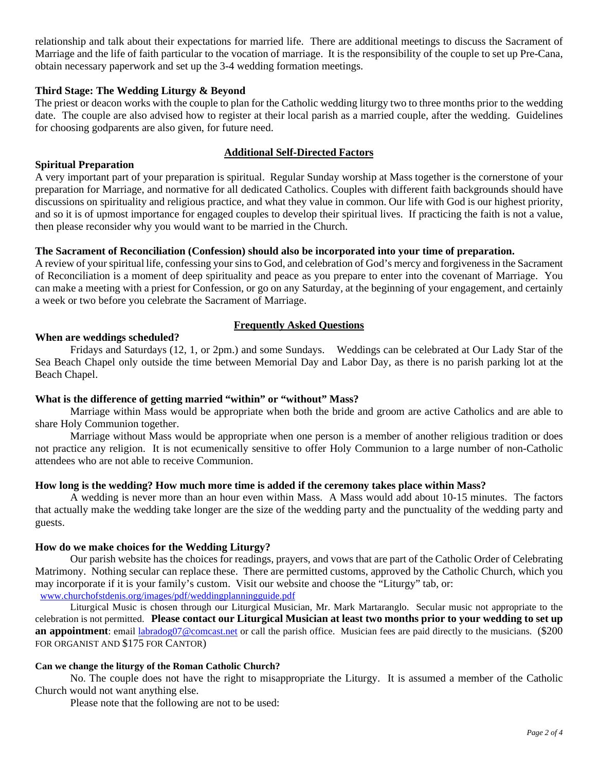relationship and talk about their expectations for married life. There are additional meetings to discuss the Sacrament of Marriage and the life of faith particular to the vocation of marriage. It is the responsibility of the couple to set up Pre-Cana, obtain necessary paperwork and set up the 3-4 wedding formation meetings.

**Third Stage: The Wedding Liturgy & Beyond**

The priest or deacon works with the couple to plan for the Catholic wedding liturgy two to three months prior to the wedding date. The couple are also advised how to register at their local parish as a married couple, after the wedding. Guidelines for choosing godparents are also given, for future need.

## Additional Self-Directed Factors

**Spiritual Preparation**

A very important part of your preparation is spiritual. Regular Sunday worship at Mass together is the cornerstone of your preparation for Marriage, and normative for all dedicated Catholics. Couples with different faith backgrounds should have discussions on spirituality and religious practice, and what they value in common. Our life with God is our highest priority, and so it is of upmost importance for engaged couples to develop their spiritual lives. If practicing the faith is not a value, then please reconsider why you would want to be married in the Church.

**The Sacrament of Reconciliation (Confession) should also be incorporated into your time of preparation.**

A review of your spiritual life, confessing your sins to God, and celebration of God's mercy and forgiveness in the Sacrament of Reconciliation is a moment of deep spirituality and peace as you prepare to enter into the covenant of Marriage. You can make a meeting with a priest for Confession, or go on any Saturday, at the beginning of your engagement, and certainly a week or two before you celebrate the Sacrament of Marriage.

## Frequently Asked Questions

**When are weddings scheduled?**

Fridays and Saturdays (12, 1, or 2pm.) and some Sundays. Weddings can be celebrated at Our Lady Star of the Sea Beach Chapel only outside the time between Memorial Day and Labor Day, as there is no parish parking lot at the Beach Chapel.

**What is the difference of getting married "within" or "without" Mass?**

Marriage within Mass would be appropriate when both the bride and groom are active Catholics and are able to share Holy Communion together.

Marriage without Mass would be appropriate when one person is a member of another religious tradition or does not practice any religion. It is not ecumenically sensitive to offer Holy Communion to a large number of non-Catholic attendees who are not able to receive Communion.

**How long is the wedding? How much more time is added if the ceremony takes place within Mass?**

A wedding is never more than an hour even within Mass. A Mass would add about 10-15 minutes. The factors that actually make the wedding take longer are the size of the wedding party and the punctuality of the wedding party and guests.

**How do we make choices for the Wedding Liturgy?**

Our parish website has the choices for readings, prayers, and vows that are part of the Catholic Order of Celebrating Matrimony. Nothing secular can replace these. There are permitted customs, approved by the Catholic Church, which you may incorporate if it is your family's custom. Visit our website and choose the "Liturgy" tab, or:
www.churchofstdenis.org/images/pdf/weddingplanningguide.pdf

Liturgical Music is chosen through our Liturgical Musician, Mr. Mark Martaranglo. Secular music not appropriate to the celebration is not permitted. **Please contact our Liturgical Musician at least two months prior to your wedding to set up an appointment**: email labradog07@comcast.net or call the parish office. Musician fees are paid directly to the musicians. ($200 FOR ORGANIST AND $175 FOR CANTOR)

**Can we change the liturgy of the Roman Catholic Church?**

No. The couple does not have the right to misappropriate the Liturgy. It is assumed a member of the Catholic Church would not want anything else.

Please note that the following are not to be used: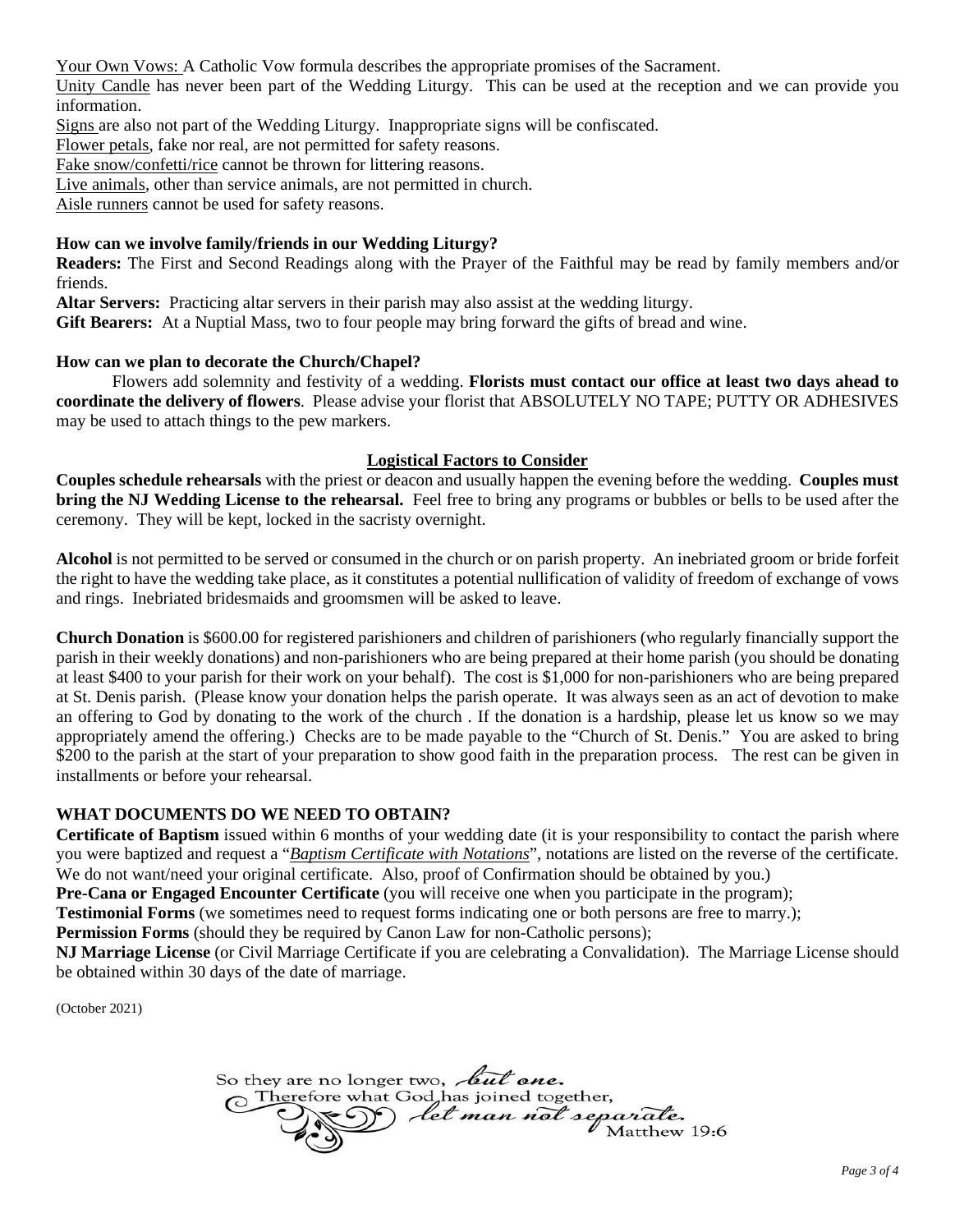Your Own Vows: A Catholic Vow formula describes the appropriate promises of the Sacrament.

Unity Candle has never been part of the Wedding Liturgy. This can be used at the reception and we can provide you information.

Signs are also not part of the Wedding Liturgy. Inappropriate signs will be confiscated.

Flower petals, fake nor real, are not permitted for safety reasons.

Fake snow/confetti/rice cannot be thrown for littering reasons.

Live animals, other than service animals, are not permitted in church.

Aisle runners cannot be used for safety reasons.

**How can we involve family/friends in our Wedding Liturgy?**

**Readers:** The First and Second Readings along with the Prayer of the Faithful may be read by family members and/or friends.

**Altar Servers:** Practicing altar servers in their parish may also assist at the wedding liturgy.

**Gift Bearers:** At a Nuptial Mass, two to four people may bring forward the gifts of bread and wine.

**How can we plan to decorate the Church/Chapel?**

Flowers add solemnity and festivity of a wedding. **Florists must contact our office at least two days ahead to coordinate the delivery of flowers**. Please advise your florist that ABSOLUTELY NO TAPE; PUTTY OR ADHESIVES may be used to attach things to the pew markers.

## Logistical Factors to Consider

**Couples schedule rehearsals** with the priest or deacon and usually happen the evening before the wedding. **Couples must bring the NJ Wedding License to the rehearsal.** Feel free to bring any programs or bubbles or bells to be used after the ceremony. They will be kept, locked in the sacristy overnight.

**Alcohol** is not permitted to be served or consumed in the church or on parish property. An inebriated groom or bride forfeit the right to have the wedding take place, as it constitutes a potential nullification of validity of freedom of exchange of vows and rings. Inebriated bridesmaids and groomsmen will be asked to leave.

**Church Donation** is $600.00 for registered parishioners and children of parishioners (who regularly financially support the parish in their weekly donations) and non-parishioners who are being prepared at their home parish (you should be donating at least $400 to your parish for their work on your behalf). The cost is $1,000 for non-parishioners who are being prepared at St. Denis parish. (Please know your donation helps the parish operate. It was always seen as an act of devotion to make an offering to God by donating to the work of the church . If the donation is a hardship, please let us know so we may appropriately amend the offering.) Checks are to be made payable to the "Church of St. Denis." You are asked to bring $200 to the parish at the start of your preparation to show good faith in the preparation process. The rest can be given in installments or before your rehearsal.

**WHAT DOCUMENTS DO WE NEED TO OBTAIN?**

**Certificate of Baptism** issued within 6 months of your wedding date (it is your responsibility to contact the parish where you were baptized and request a "*Baptism Certificate with Notations*", notations are listed on the reverse of the certificate. We do not want/need your original certificate. Also, proof of Confirmation should be obtained by you.)

**Pre-Cana or Engaged Encounter Certificate** (you will receive one when you participate in the program);

**Testimonial Forms** (we sometimes need to request forms indicating one or both persons are free to marry.);

**Permission Forms** (should they be required by Canon Law for non-Catholic persons);

**NJ Marriage License** (or Civil Marriage Certificate if you are celebrating a Convalidation). The Marriage License should be obtained within 30 days of the date of marriage.

(October 2021)

So they are no longer two, *but one.*
Therefore what God has joined together,
*let man not separate.*
Matthew 19:6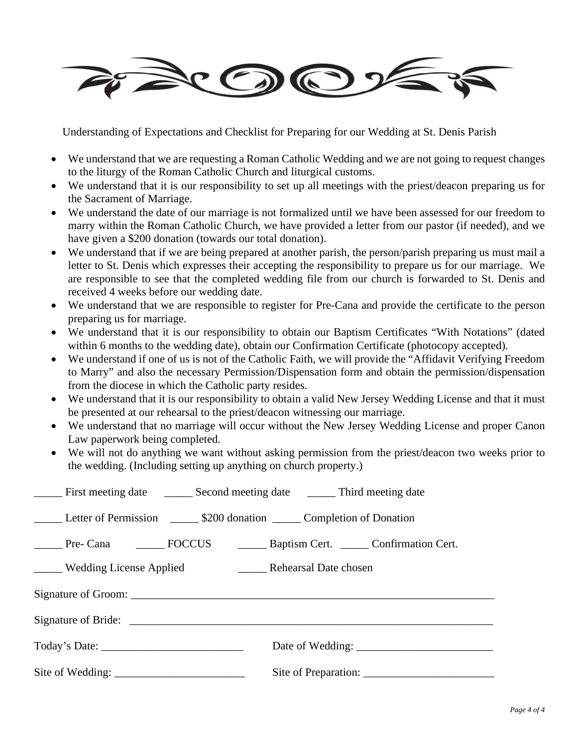Understanding of Expectations and Checklist for Preparing for our Wedding at St. Denis Parish

- We understand that we are requesting a Roman Catholic Wedding and we are not going to request changes to the liturgy of the Roman Catholic Church and liturgical customs.
- We understand that it is our responsibility to set up all meetings with the priest/deacon preparing us for the Sacrament of Marriage.
- We understand the date of our marriage is not formalized until we have been assessed for our freedom to marry within the Roman Catholic Church, we have provided a letter from our pastor (if needed), and we have given a $200 donation (towards our total donation).
- We understand that if we are being prepared at another parish, the person/parish preparing us must mail a letter to St. Denis which expresses their accepting the responsibility to prepare us for our marriage. We are responsible to see that the completed wedding file from our church is forwarded to St. Denis and received 4 weeks before our wedding date.
- We understand that we are responsible to register for Pre-Cana and provide the certificate to the person preparing us for marriage.
- We understand that it is our responsibility to obtain our Baptism Certificates "With Notations" (dated within 6 months to the wedding date), obtain our Confirmation Certificate (photocopy accepted).
- We understand if one of us is not of the Catholic Faith, we will provide the "Affidavit Verifying Freedom to Marry" and also the necessary Permission/Dispensation form and obtain the permission/dispensation from the diocese in which the Catholic party resides.
- We understand that it is our responsibility to obtain a valid New Jersey Wedding License and that it must be presented at our rehearsal to the priest/deacon witnessing our marriage.
- We understand that no marriage will occur without the New Jersey Wedding License and proper Canon Law paperwork being completed.
- We will not do anything we want without asking permission from the priest/deacon two weeks prior to the wedding. (Including setting up anything on church property.)

_____ First meeting date _____ Second meeting date _____ Third meeting date

_____ Letter of Permission _____ $200 donation _____ Completion of Donation

_____ Pre- Cana _____ FOCCUS _____ Baptism Cert. _____ Confirmation Cert.

_____ Wedding License Applied _____ Rehearsal Date chosen

Signature of Groom: ____________________________________________________________________

Signature of Bride: ____________________________________________________________________

Today's Date: _________________________ Date of Wedding: ________________________

Site of Wedding: _______________________ Site of Preparation: _______________________